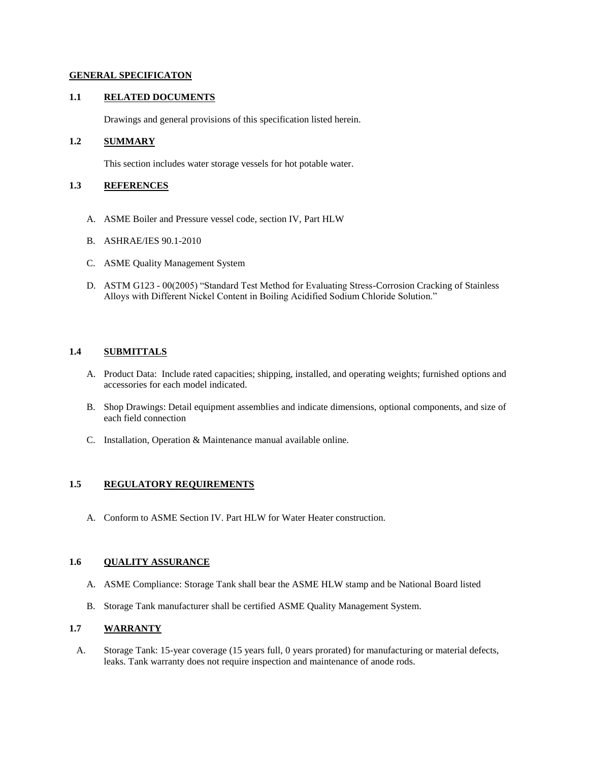# GENERAL SPECIFICATON

## 1.1 RELATED DOCUMENTS

Drawings and general provisions of this specification listed herein.

## 1.2 SUMMARY

This section includes water storage vessels for hot potable water.

## 1.3 REFERENCES

A. ASME Boiler and Pressure vessel code, section IV, Part HLW

B. ASHRAE/IES 90.1-2010

C. ASME Quality Management System

D. ASTM G123 - 00(2005) "Standard Test Method for Evaluating Stress-Corrosion Cracking of Stainless Alloys with Different Nickel Content in Boiling Acidified Sodium Chloride Solution."

## 1.4 SUBMITTALS

A. Product Data: Include rated capacities; shipping, installed, and operating weights; furnished options and accessories for each model indicated.

B. Shop Drawings: Detail equipment assemblies and indicate dimensions, optional components, and size of each field connection

C. Installation, Operation & Maintenance manual available online.

## 1.5 REGULATORY REQUIREMENTS

A. Conform to ASME Section IV. Part HLW for Water Heater construction.

## 1.6 QUALITY ASSURANCE

A. ASME Compliance: Storage Tank shall bear the ASME HLW stamp and be National Board listed

B. Storage Tank manufacturer shall be certified ASME Quality Management System.

## 1.7 WARRANTY

A. Storage Tank: 15-year coverage (15 years full, 0 years prorated) for manufacturing or material defects, leaks. Tank warranty does not require inspection and maintenance of anode rods.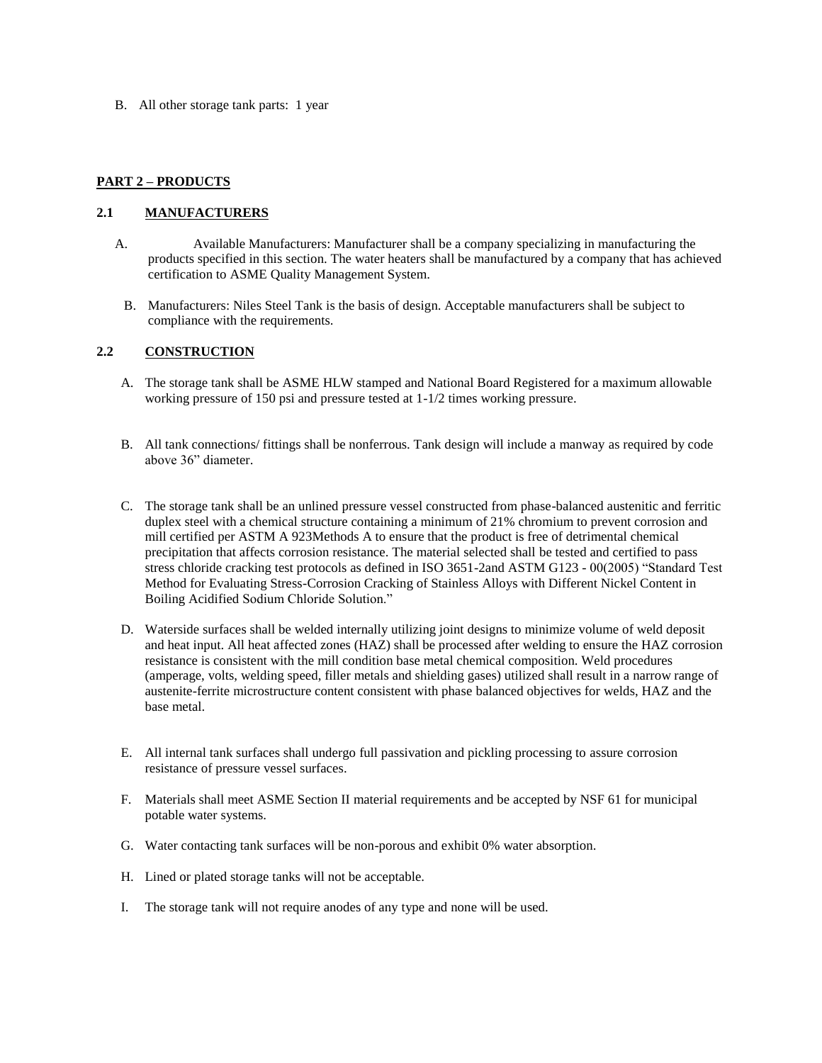B. All other storage tank parts: 1 year

## PART 2 – PRODUCTS

### 2.1 MANUFACTURERS

A. Available Manufacturers: Manufacturer shall be a company specializing in manufacturing the products specified in this section. The water heaters shall be manufactured by a company that has achieved certification to ASME Quality Management System.

B. Manufacturers: Niles Steel Tank is the basis of design. Acceptable manufacturers shall be subject to compliance with the requirements.

### 2.2 CONSTRUCTION

A. The storage tank shall be ASME HLW stamped and National Board Registered for a maximum allowable working pressure of 150 psi and pressure tested at 1-1/2 times working pressure.

B. All tank connections/ fittings shall be nonferrous. Tank design will include a manway as required by code above 36" diameter.

C. The storage tank shall be an unlined pressure vessel constructed from phase-balanced austenitic and ferritic duplex steel with a chemical structure containing a minimum of 21% chromium to prevent corrosion and mill certified per ASTM A 923Methods A to ensure that the product is free of detrimental chemical precipitation that affects corrosion resistance. The material selected shall be tested and certified to pass stress chloride cracking test protocols as defined in ISO 3651-2and ASTM G123 - 00(2005) "Standard Test Method for Evaluating Stress-Corrosion Cracking of Stainless Alloys with Different Nickel Content in Boiling Acidified Sodium Chloride Solution."

D. Waterside surfaces shall be welded internally utilizing joint designs to minimize volume of weld deposit and heat input. All heat affected zones (HAZ) shall be processed after welding to ensure the HAZ corrosion resistance is consistent with the mill condition base metal chemical composition. Weld procedures (amperage, volts, welding speed, filler metals and shielding gases) utilized shall result in a narrow range of austenite-ferrite microstructure content consistent with phase balanced objectives for welds, HAZ and the base metal.

E. All internal tank surfaces shall undergo full passivation and pickling processing to assure corrosion resistance of pressure vessel surfaces.

F. Materials shall meet ASME Section II material requirements and be accepted by NSF 61 for municipal potable water systems.

G. Water contacting tank surfaces will be non-porous and exhibit 0% water absorption.

H. Lined or plated storage tanks will not be acceptable.

I. The storage tank will not require anodes of any type and none will be used.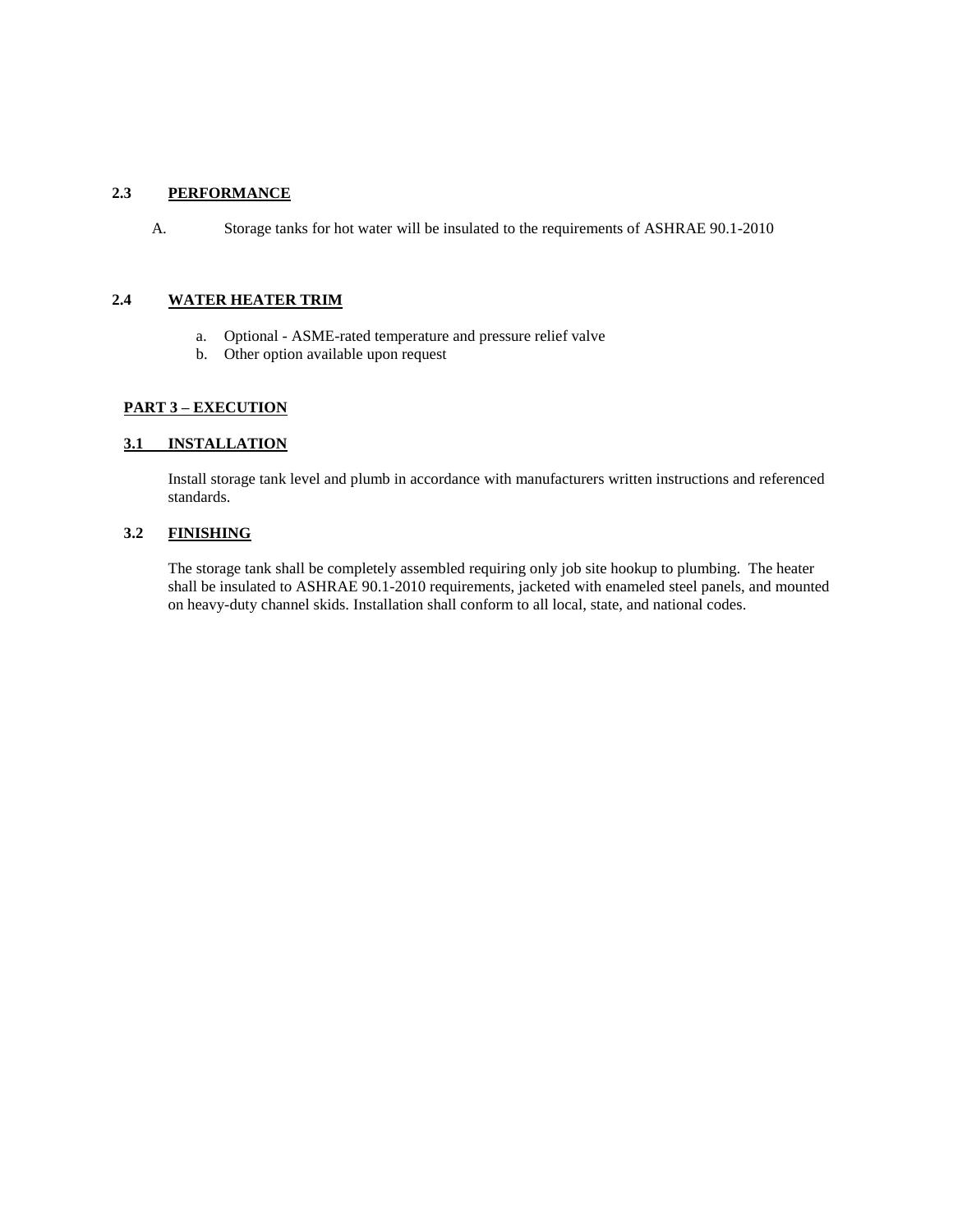### 2.3 PERFORMANCE

A. Storage tanks for hot water will be insulated to the requirements of ASHRAE 90.1-2010

### 2.4 WATER HEATER TRIM

a. Optional - ASME-rated temperature and pressure relief valve
b. Other option available upon request

## PART 3 – EXECUTION

### 3.1 INSTALLATION

Install storage tank level and plumb in accordance with manufacturers written instructions and referenced standards.

### 3.2 FINISHING

The storage tank shall be completely assembled requiring only job site hookup to plumbing. The heater shall be insulated to ASHRAE 90.1-2010 requirements, jacketed with enameled steel panels, and mounted on heavy-duty channel skids. Installation shall conform to all local, state, and national codes.